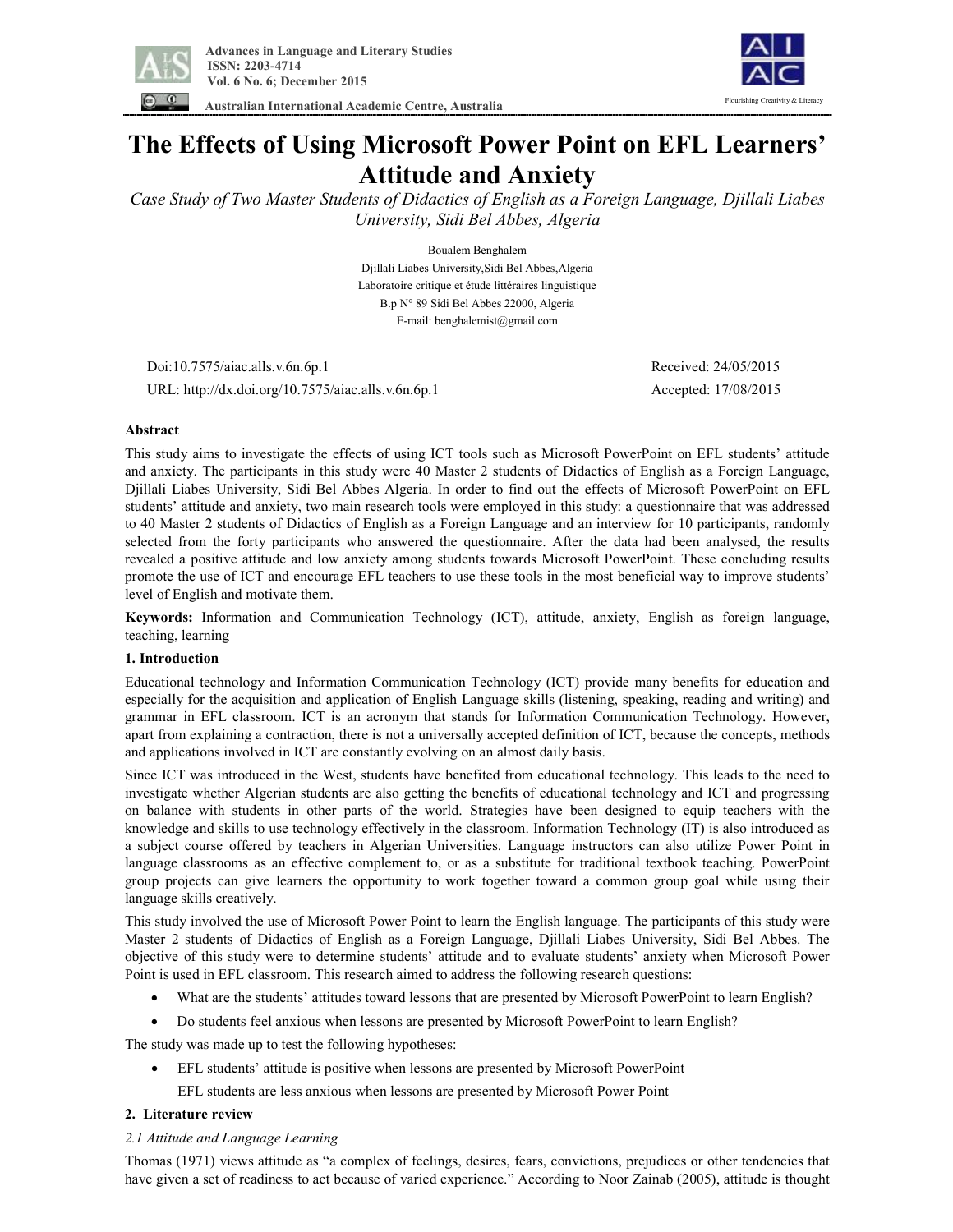# The Effects of Using Microsoft Power Point on EFL Learners' Attitude and Anxiety

*Case Study of Two Master Students of Didactics of English as a Foreign Language, Djillali Liabes University, Sidi Bel Abbes, Algeria*

Boualem Benghalem

Djillali Liabes University, Sidi Bel Abbes, Algeria

Laboratoire critique et étude littéraires linguistique

B.p N° 89 Sidi Bel Abbes 22000, Algeria

E-mail: benghalemist@gmail.com

Doi:10.7575/aiac.alls.v.6n.6p.1

URL: http://dx.doi.org/10.7575/aiac.alls.v.6n.6p.1

Received: 24/05/2015

Accepted: 17/08/2015

## Abstract

This study aims to investigate the effects of using ICT tools such as Microsoft PowerPoint on EFL students' attitude and anxiety. The participants in this study were 40 Master 2 students of Didactics of English as a Foreign Language, Djillali Liabes University, Sidi Bel Abbes Algeria. In order to find out the effects of Microsoft PowerPoint on EFL students' attitude and anxiety, two main research tools were employed in this study: a questionnaire that was addressed to 40 Master 2 students of Didactics of English as a Foreign Language and an interview for 10 participants, randomly selected from the forty participants who answered the questionnaire. After the data had been analysed, the results revealed a positive attitude and low anxiety among students towards Microsoft PowerPoint. These concluding results promote the use of ICT and encourage EFL teachers to use these tools in the most beneficial way to improve students' level of English and motivate them.

**Keywords:** Information and Communication Technology (ICT), attitude, anxiety, English as foreign language, teaching, learning

## 1. Introduction

Educational technology and Information Communication Technology (ICT) provide many benefits for education and especially for the acquisition and application of English Language skills (listening, speaking, reading and writing) and grammar in EFL classroom. ICT is an acronym that stands for Information Communication Technology. However, apart from explaining a contraction, there is not a universally accepted definition of ICT, because the concepts, methods and applications involved in ICT are constantly evolving on an almost daily basis.

Since ICT was introduced in the West, students have benefited from educational technology. This leads to the need to investigate whether Algerian students are also getting the benefits of educational technology and ICT and progressing on balance with students in other parts of the world. Strategies have been designed to equip teachers with the knowledge and skills to use technology effectively in the classroom. Information Technology (IT) is also introduced as a subject course offered by teachers in Algerian Universities. Language instructors can also utilize Power Point in language classrooms as an effective complement to, or as a substitute for traditional textbook teaching. PowerPoint group projects can give learners the opportunity to work together toward a common group goal while using their language skills creatively.

This study involved the use of Microsoft Power Point to learn the English language. The participants of this study were Master 2 students of Didactics of English as a Foreign Language, Djillali Liabes University, Sidi Bel Abbes. The objective of this study were to determine students' attitude and to evaluate students' anxiety when Microsoft Power Point is used in EFL classroom. This research aimed to address the following research questions:

- What are the students' attitudes toward lessons that are presented by Microsoft PowerPoint to learn English?
- Do students feel anxious when lessons are presented by Microsoft PowerPoint to learn English?

The study was made up to test the following hypotheses:

- EFL students' attitude is positive when lessons are presented by Microsoft PowerPoint

  EFL students are less anxious when lessons are presented by Microsoft Power Point

## 2. Literature review

### *2.1 Attitude and Language Learning*

Thomas (1971) views attitude as "a complex of feelings, desires, fears, convictions, prejudices or other tendencies that have given a set of readiness to act because of varied experience." According to Noor Zainab (2005), attitude is thought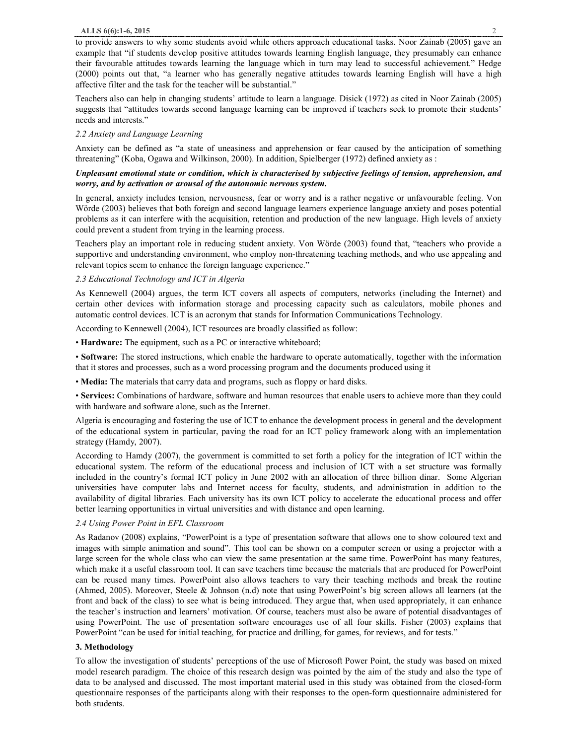to provide answers to why some students avoid while others approach educational tasks. Noor Zainab (2005) gave an example that "if students develop positive attitudes towards learning English language, they presumably can enhance their favourable attitudes towards learning the language which in turn may lead to successful achievement." Hedge (2000) points out that, "a learner who has generally negative attitudes towards learning English will have a high affective filter and the task for the teacher will be substantial."

Teachers also can help in changing students' attitude to learn a language. Disick (1972) as cited in Noor Zainab (2005) suggests that "attitudes towards second language learning can be improved if teachers seek to promote their students' needs and interests."

### *2.2 Anxiety and Language Learning*

Anxiety can be defined as "a state of uneasiness and apprehension or fear caused by the anticipation of something threatening" (Koba, Ogawa and Wilkinson, 2000). In addition, Spielberger (1972) defined anxiety as :

***Unpleasant emotional state or condition, which is characterised by subjective feelings of tension, apprehension, and worry, and by activation or arousal of the autonomic nervous system.***

In general, anxiety includes tension, nervousness, fear or worry and is a rather negative or unfavourable feeling. Von Wörde (2003) believes that both foreign and second language learners experience language anxiety and poses potential problems as it can interfere with the acquisition, retention and production of the new language. High levels of anxiety could prevent a student from trying in the learning process.

Teachers play an important role in reducing student anxiety. Von Wörde (2003) found that, "teachers who provide a supportive and understanding environment, who employ non-threatening teaching methods, and who use appealing and relevant topics seem to enhance the foreign language experience."

### *2.3 Educational Technology and ICT in Algeria*

As Kennewell (2004) argues, the term ICT covers all aspects of computers, networks (including the Internet) and certain other devices with information storage and processing capacity such as calculators, mobile phones and automatic control devices. ICT is an acronym that stands for Information Communications Technology.

According to Kennewell (2004), ICT resources are broadly classified as follow:

- **Hardware:** The equipment, such as a PC or interactive whiteboard;
- **Software:** The stored instructions, which enable the hardware to operate automatically, together with the information that it stores and processes, such as a word processing program and the documents produced using it
- **Media:** The materials that carry data and programs, such as floppy or hard disks.
- **Services:** Combinations of hardware, software and human resources that enable users to achieve more than they could with hardware and software alone, such as the Internet.

Algeria is encouraging and fostering the use of ICT to enhance the development process in general and the development of the educational system in particular, paving the road for an ICT policy framework along with an implementation strategy (Hamdy, 2007).

According to Hamdy (2007), the government is committed to set forth a policy for the integration of ICT within the educational system. The reform of the educational process and inclusion of ICT with a set structure was formally included in the country's formal ICT policy in June 2002 with an allocation of three billion dinar. Some Algerian universities have computer labs and Internet access for faculty, students, and administration in addition to the availability of digital libraries. Each university has its own ICT policy to accelerate the educational process and offer better learning opportunities in virtual universities and with distance and open learning.

### *2.4 Using Power Point in EFL Classroom*

As Radanov (2008) explains, "PowerPoint is a type of presentation software that allows one to show coloured text and images with simple animation and sound". This tool can be shown on a computer screen or using a projector with a large screen for the whole class who can view the same presentation at the same time. PowerPoint has many features, which make it a useful classroom tool. It can save teachers time because the materials that are produced for PowerPoint can be reused many times. PowerPoint also allows teachers to vary their teaching methods and break the routine (Ahmed, 2005). Moreover, Steele & Johnson (n.d) note that using PowerPoint's big screen allows all learners (at the front and back of the class) to see what is being introduced. They argue that, when used appropriately, it can enhance the teacher's instruction and learners' motivation. Of course, teachers must also be aware of potential disadvantages of using PowerPoint. The use of presentation software encourages use of all four skills. Fisher (2003) explains that PowerPoint "can be used for initial teaching, for practice and drilling, for games, for reviews, and for tests."

## 3. Methodology

To allow the investigation of students' perceptions of the use of Microsoft Power Point, the study was based on mixed model research paradigm. The choice of this research design was pointed by the aim of the study and also the type of data to be analysed and discussed. The most important material used in this study was obtained from the closed-form questionnaire responses of the participants along with their responses to the open-form questionnaire administered for both students.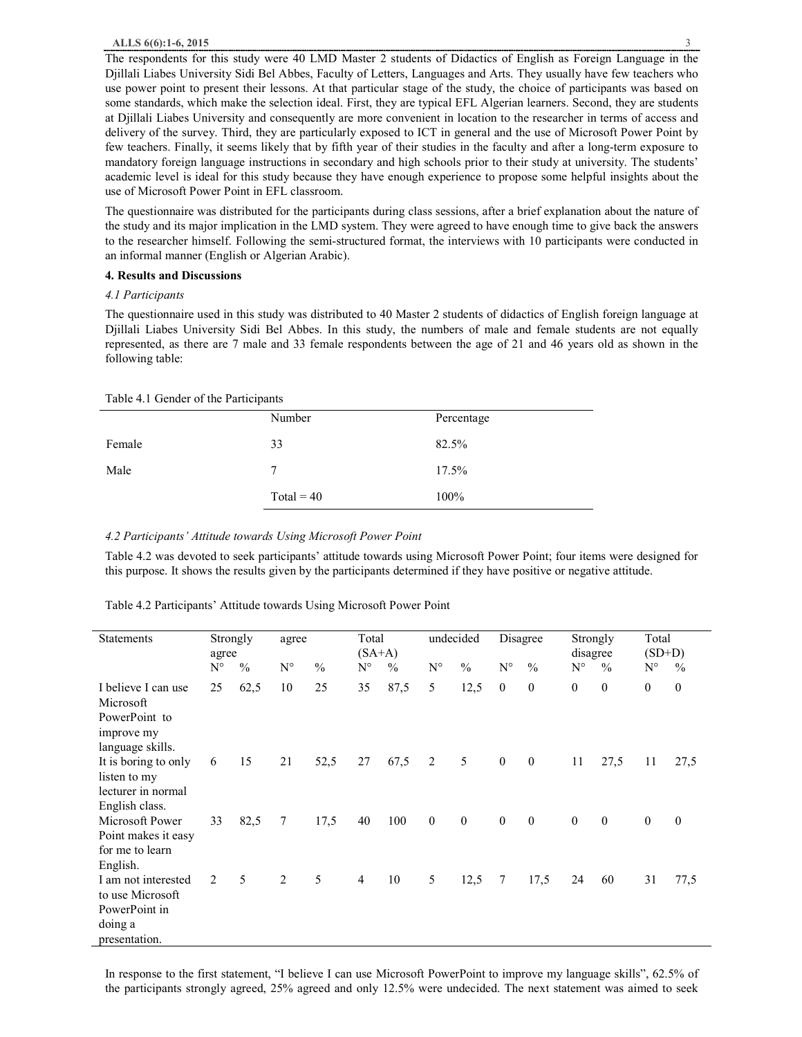The respondents for this study were 40 LMD Master 2 students of Didactics of English as Foreign Language in the Djillali Liabes University Sidi Bel Abbes, Faculty of Letters, Languages and Arts. They usually have few teachers who use power point to present their lessons. At that particular stage of the study, the choice of participants was based on some standards, which make the selection ideal. First, they are typical EFL Algerian learners. Second, they are students at Djillali Liabes University and consequently are more convenient in location to the researcher in terms of access and delivery of the survey. Third, they are particularly exposed to ICT in general and the use of Microsoft Power Point by few teachers. Finally, it seems likely that by fifth year of their studies in the faculty and after a long-term exposure to mandatory foreign language instructions in secondary and high schools prior to their study at university. The students' academic level is ideal for this study because they have enough experience to propose some helpful insights about the use of Microsoft Power Point in EFL classroom.

The questionnaire was distributed for the participants during class sessions, after a brief explanation about the nature of the study and its major implication in the LMD system. They were agreed to have enough time to give back the answers to the researcher himself. Following the semi-structured format, the interviews with 10 participants were conducted in an informal manner (English or Algerian Arabic).

## 4. Results and Discussions

### *4.1 Participants*

The questionnaire used in this study was distributed to 40 Master 2 students of didactics of English foreign language at Djillali Liabes University Sidi Bel Abbes. In this study, the numbers of male and female students are not equally represented, as there are 7 male and 33 female respondents between the age of 21 and 46 years old as shown in the following table:

Table 4.1 Gender of the Participants

| | Number | Percentage |
|---|---|---|
| Female | 33 | 82.5% |
| Male | 7 | 17.5% |
| | Total = 40 | 100% |

### *4.2 Participants' Attitude towards Using Microsoft Power Point*

Table 4.2 was devoted to seek participants' attitude towards using Microsoft Power Point; four items were designed for this purpose. It shows the results given by the participants determined if they have positive or negative attitude.

Table 4.2 Participants' Attitude towards Using Microsoft Power Point

| Statements | Strongly agree | | agree | | Total (SA+A) | | undecided | | Disagree | | Strongly disagree | | Total (SD+D) | |
|---|---|---|---|---|---|---|---|---|---|---|---|---|---|---|
| | N° | % | N° | % | N° | % | N° | % | N° | % | N° | % | N° | % |
| I believe I can use Microsoft PowerPoint to improve my language skills. | 25 | 62,5 | 10 | 25 | 35 | 87,5 | 5 | 12,5 | 0 | 0 | 0 | 0 | 0 | 0 |
| It is boring to only listen to my lecturer in normal English class. | 6 | 15 | 21 | 52,5 | 27 | 67,5 | 2 | 5 | 0 | 0 | 11 | 27,5 | 11 | 27,5 |
| Microsoft Power Point makes it easy for me to learn English. | 33 | 82,5 | 7 | 17,5 | 40 | 100 | 0 | 0 | 0 | 0 | 0 | 0 | 0 | 0 |
| I am not interested to use Microsoft PowerPoint in doing a presentation. | 2 | 5 | 2 | 5 | 4 | 10 | 5 | 12,5 | 7 | 17,5 | 24 | 60 | 31 | 77,5 |

In response to the first statement, "I believe I can use Microsoft PowerPoint to improve my language skills", 62.5% of the participants strongly agreed, 25% agreed and only 12.5% were undecided. The next statement was aimed to seek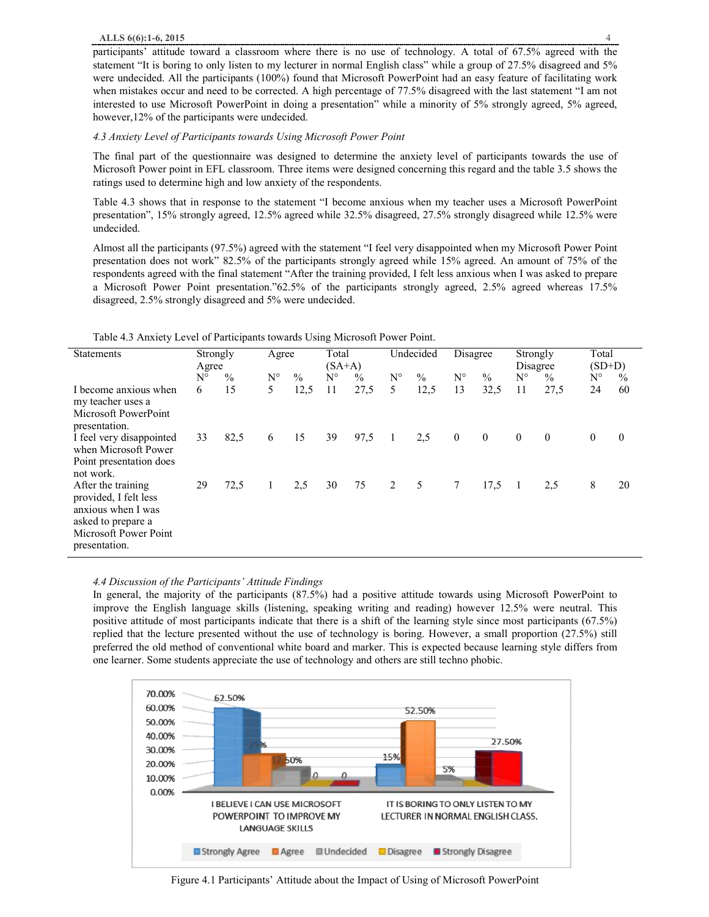participants' attitude toward a classroom where there is no use of technology. A total of 67.5% agreed with the statement "It is boring to only listen to my lecturer in normal English class" while a group of 27.5% disagreed and 5% were undecided. All the participants (100%) found that Microsoft PowerPoint had an easy feature of facilitating work when mistakes occur and need to be corrected. A high percentage of 77.5% disagreed with the last statement "I am not interested to use Microsoft PowerPoint in doing a presentation" while a minority of 5% strongly agreed, 5% agreed, however,12% of the participants were undecided.

*4.3 Anxiety Level of Participants towards Using Microsoft Power Point*

The final part of the questionnaire was designed to determine the anxiety level of participants towards the use of Microsoft Power point in EFL classroom. Three items were designed concerning this regard and the table 3.5 shows the ratings used to determine high and low anxiety of the respondents.

Table 4.3 shows that in response to the statement "I become anxious when my teacher uses a Microsoft PowerPoint presentation", 15% strongly agreed, 12.5% agreed while 32.5% disagreed, 27.5% strongly disagreed while 12.5% were undecided.

Almost all the participants (97.5%) agreed with the statement "I feel very disappointed when my Microsoft Power Point presentation does not work" 82.5% of the participants strongly agreed while 15% agreed. An amount of 75% of the respondents agreed with the final statement "After the training provided, I felt less anxious when I was asked to prepare a Microsoft Power Point presentation."62.5% of the participants strongly agreed, 2.5% agreed whereas 17.5% disagreed, 2.5% strongly disagreed and 5% were undecided.

Table 4.3 Anxiety Level of Participants towards Using Microsoft Power Point.

| Statements | Strongly Agree | | Agree | | Total (SA+A) | | Undecided | | Disagree | | Strongly Disagree | | Total (SD+D) | |
|---|---|---|---|---|---|---|---|---|---|---|---|---|---|---|
| | N° | % | N° | % | N° | % | N° | % | N° | % | N° | % | N° | % |
| I become anxious when my teacher uses a Microsoft PowerPoint presentation. | 6 | 15 | 5 | 12,5 | 11 | 27,5 | 5 | 12,5 | 13 | 32,5 | 11 | 27,5 | 24 | 60 |
| I feel very disappointed when Microsoft Power Point presentation does not work. | 33 | 82,5 | 6 | 15 | 39 | 97,5 | 1 | 2,5 | 0 | 0 | 0 | 0 | 0 | 0 |
| After the training provided, I felt less anxious when I was asked to prepare a Microsoft Power Point presentation. | 29 | 72,5 | 1 | 2,5 | 30 | 75 | 2 | 5 | 7 | 17,5 | 1 | 2,5 | 8 | 20 |

*4.4 Discussion of the Participants' Attitude Findings*

In general, the majority of the participants (87.5%) had a positive attitude towards using Microsoft PowerPoint to improve the English language skills (listening, speaking writing and reading) however 12.5% were neutral. This positive attitude of most participants indicate that there is a shift of the learning style since most participants (67.5%) replied that the lecture presented without the use of technology is boring. However, a small proportion (27.5%) still preferred the old method of conventional white board and marker. This is expected because learning style differs from one learner. Some students appreciate the use of technology and others are still techno phobic.

Figure 4.1 Participants' Attitude about the Impact of Using of Microsoft PowerPoint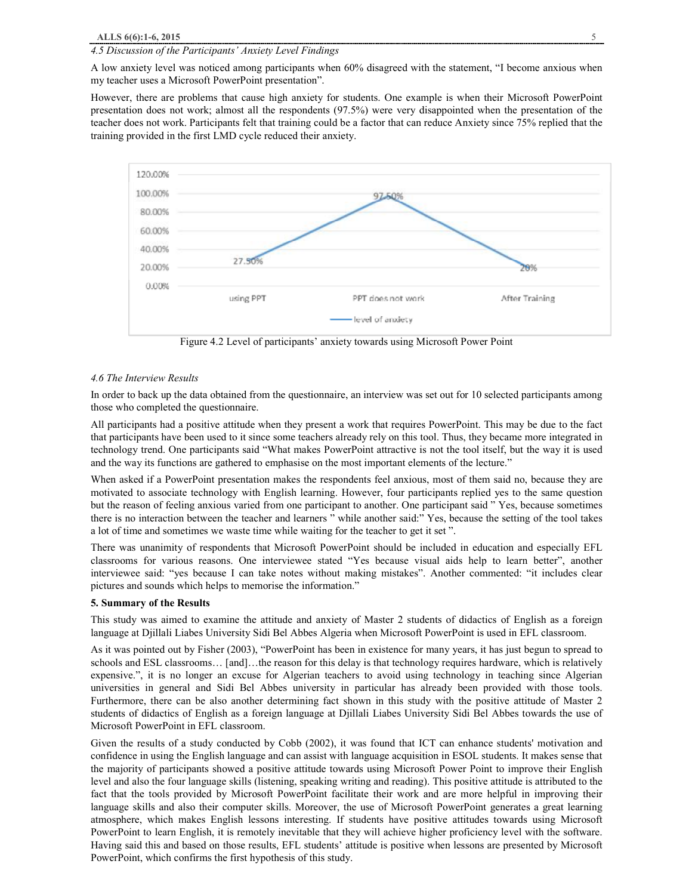*4.5 Discussion of the Participants' Anxiety Level Findings*

A low anxiety level was noticed among participants when 60% disagreed with the statement, "I become anxious when my teacher uses a Microsoft PowerPoint presentation".

However, there are problems that cause high anxiety for students. One example is when their Microsoft PowerPoint presentation does not work; almost all the respondents (97.5%) were very disappointed when the presentation of the teacher does not work. Participants felt that training could be a factor that can reduce Anxiety since 75% replied that the training provided in the first LMD cycle reduced their anxiety.

Figure 4.2 Level of participants' anxiety towards using Microsoft Power Point

*4.6 The Interview Results*

In order to back up the data obtained from the questionnaire, an interview was set out for 10 selected participants among those who completed the questionnaire.

All participants had a positive attitude when they present a work that requires PowerPoint. This may be due to the fact that participants have been used to it since some teachers already rely on this tool. Thus, they became more integrated in technology trend. One participants said "What makes PowerPoint attractive is not the tool itself, but the way it is used and the way its functions are gathered to emphasise on the most important elements of the lecture."

When asked if a PowerPoint presentation makes the respondents feel anxious, most of them said no, because they are motivated to associate technology with English learning. However, four participants replied yes to the same question but the reason of feeling anxious varied from one participant to another. One participant said " Yes, because sometimes there is no interaction between the teacher and learners " while another said:" Yes, because the setting of the tool takes a lot of time and sometimes we waste time while waiting for the teacher to get it set ".

There was unanimity of respondents that Microsoft PowerPoint should be included in education and especially EFL classrooms for various reasons. One interviewee stated "Yes because visual aids help to learn better", another interviewee said: "yes because I can take notes without making mistakes". Another commented: "it includes clear pictures and sounds which helps to memorise the information."

**5. Summary of the Results**

This study was aimed to examine the attitude and anxiety of Master 2 students of didactics of English as a foreign language at Djillali Liabes University Sidi Bel Abbes Algeria when Microsoft PowerPoint is used in EFL classroom.

As it was pointed out by Fisher (2003), "PowerPoint has been in existence for many years, it has just begun to spread to schools and ESL classrooms… [and]…the reason for this delay is that technology requires hardware, which is relatively expensive.", it is no longer an excuse for Algerian teachers to avoid using technology in teaching since Algerian universities in general and Sidi Bel Abbes university in particular has already been provided with those tools. Furthermore, there can be also another determining fact shown in this study with the positive attitude of Master 2 students of didactics of English as a foreign language at Djillali Liabes University Sidi Bel Abbes towards the use of Microsoft PowerPoint in EFL classroom.

Given the results of a study conducted by Cobb (2002), it was found that ICT can enhance students' motivation and confidence in using the English language and can assist with language acquisition in ESOL students. It makes sense that the majority of participants showed a positive attitude towards using Microsoft Power Point to improve their English level and also the four language skills (listening, speaking writing and reading). This positive attitude is attributed to the fact that the tools provided by Microsoft PowerPoint facilitate their work and are more helpful in improving their language skills and also their computer skills. Moreover, the use of Microsoft PowerPoint generates a great learning atmosphere, which makes English lessons interesting. If students have positive attitudes towards using Microsoft PowerPoint to learn English, it is remotely inevitable that they will achieve higher proficiency level with the software. Having said this and based on those results, EFL students' attitude is positive when lessons are presented by Microsoft PowerPoint, which confirms the first hypothesis of this study.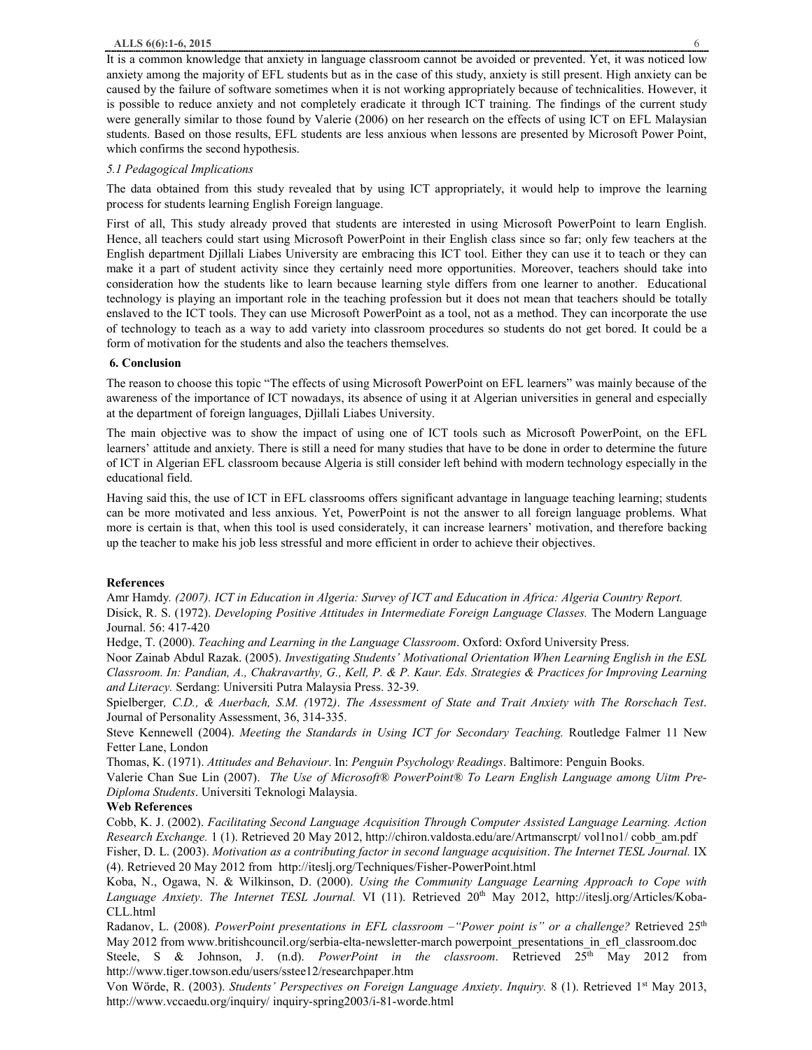It is a common knowledge that anxiety in language classroom cannot be avoided or prevented. Yet, it was noticed low anxiety among the majority of EFL students but as in the case of this study, anxiety is still present. High anxiety can be caused by the failure of software sometimes when it is not working appropriately because of technicalities. However, it is possible to reduce anxiety and not completely eradicate it through ICT training. The findings of the current study were generally similar to those found by Valerie (2006) on her research on the effects of using ICT on EFL Malaysian students. Based on those results, EFL students are less anxious when lessons are presented by Microsoft Power Point, which confirms the second hypothesis.

### *5.1 Pedagogical Implications*

The data obtained from this study revealed that by using ICT appropriately, it would help to improve the learning process for students learning English Foreign language.

First of all, This study already proved that students are interested in using Microsoft PowerPoint to learn English. Hence, all teachers could start using Microsoft PowerPoint in their English class since so far; only few teachers at the English department Djillali Liabes University are embracing this ICT tool. Either they can use it to teach or they can make it a part of student activity since they certainly need more opportunities. Moreover, teachers should take into consideration how the students like to learn because learning style differs from one learner to another. Educational technology is playing an important role in the teaching profession but it does not mean that teachers should be totally enslaved to the ICT tools. They can use Microsoft PowerPoint as a tool, not as a method. They can incorporate the use of technology to teach as a way to add variety into classroom procedures so students do not get bored. It could be a form of motivation for the students and also the teachers themselves.

## 6. Conclusion

The reason to choose this topic "The effects of using Microsoft PowerPoint on EFL learners" was mainly because of the awareness of the importance of ICT nowadays, its absence of using it at Algerian universities in general and especially at the department of foreign languages, Djillali Liabes University.

The main objective was to show the impact of using one of ICT tools such as Microsoft PowerPoint, on the EFL learners' attitude and anxiety. There is still a need for many studies that have to be done in order to determine the future of ICT in Algerian EFL classroom because Algeria is still consider left behind with modern technology especially in the educational field.

Having said this, the use of ICT in EFL classrooms offers significant advantage in language teaching learning; students can be more motivated and less anxious. Yet, PowerPoint is not the answer to all foreign language problems. What more is certain is that, when this tool is used considerately, it can increase learners' motivation, and therefore backing up the teacher to make his job less stressful and more efficient in order to achieve their objectives.

## References

Amr Hamdy. *(2007). ICT in Education in Algeria: Survey of ICT and Education in Africa: Algeria Country Report.*

Disick, R. S. (1972). *Developing Positive Attitudes in Intermediate Foreign Language Classes.* The Modern Language Journal. 56: 417-420

Hedge, T. (2000). *Teaching and Learning in the Language Classroom*. Oxford: Oxford University Press.

Noor Zainab Abdul Razak. (2005). *Investigating Students' Motivational Orientation When Learning English in the ESL Classroom. In: Pandian, A., Chakravarthy, G., Kell, P. & P. Kaur. Eds. Strategies & Practices for Improving Learning and Literacy.* Serdang: Universiti Putra Malaysia Press. 32-39.

Spielberger*, C.D., & Auerbach, S.M. (*1972*). The Assessment of State and Trait Anxiety with The Rorschach Test*. Journal of Personality Assessment, 36, 314-335.

Steve Kennewell (2004). *Meeting the Standards in Using ICT for Secondary Teaching.* Routledge Falmer 11 New Fetter Lane, London

Thomas, K. (1971). *Attitudes and Behaviour*. In: *Penguin Psychology Readings*. Baltimore: Penguin Books.

Valerie Chan Sue Lin (2007). *The Use of Microsoft® PowerPoint® To Learn English Language among Uitm Pre-Diploma Students*. Universiti Teknologi Malaysia.

### Web References

Cobb, K. J. (2002). *Facilitating Second Language Acquisition Through Computer Assisted Language Learning. Action Research Exchange.* 1 (1). Retrieved 20 May 2012, http://chiron.valdosta.edu/are/Artmanscrpt/ vol1no1/ cobb_am.pdf

Fisher, D. L. (2003). *Motivation as a contributing factor in second language acquisition*. *The Internet TESL Journal.* IX (4). Retrieved 20 May 2012 from http://iteslj.org/Techniques/Fisher-PowerPoint.html

Koba, N., Ogawa, N. & Wilkinson, D. (2000). *Using the Community Language Learning Approach to Cope with Language Anxiety*. *The Internet TESL Journal.* VI (11). Retrieved 20th May 2012, http://iteslj.org/Articles/Koba-CLL.html

Radanov, L. (2008). *PowerPoint presentations in EFL classroom –"Power point is" or a challenge?* Retrieved 25th May 2012 from www.britishcouncil.org/serbia-elta-newsletter-march powerpoint_presentations_in_efl_classroom.doc

Steele, S & Johnson, J. (n.d). *PowerPoint in the classroom*. Retrieved 25th May 2012 from http://www.tiger.towson.edu/users/sstee12/researchpaper.htm

Von Wörde, R. (2003). *Students' Perspectives on Foreign Language Anxiety*. *Inquiry.* 8 (1). Retrieved 1st May 2013, http://www.vccaedu.org/inquiry/ inquiry-spring2003/i-81-worde.html